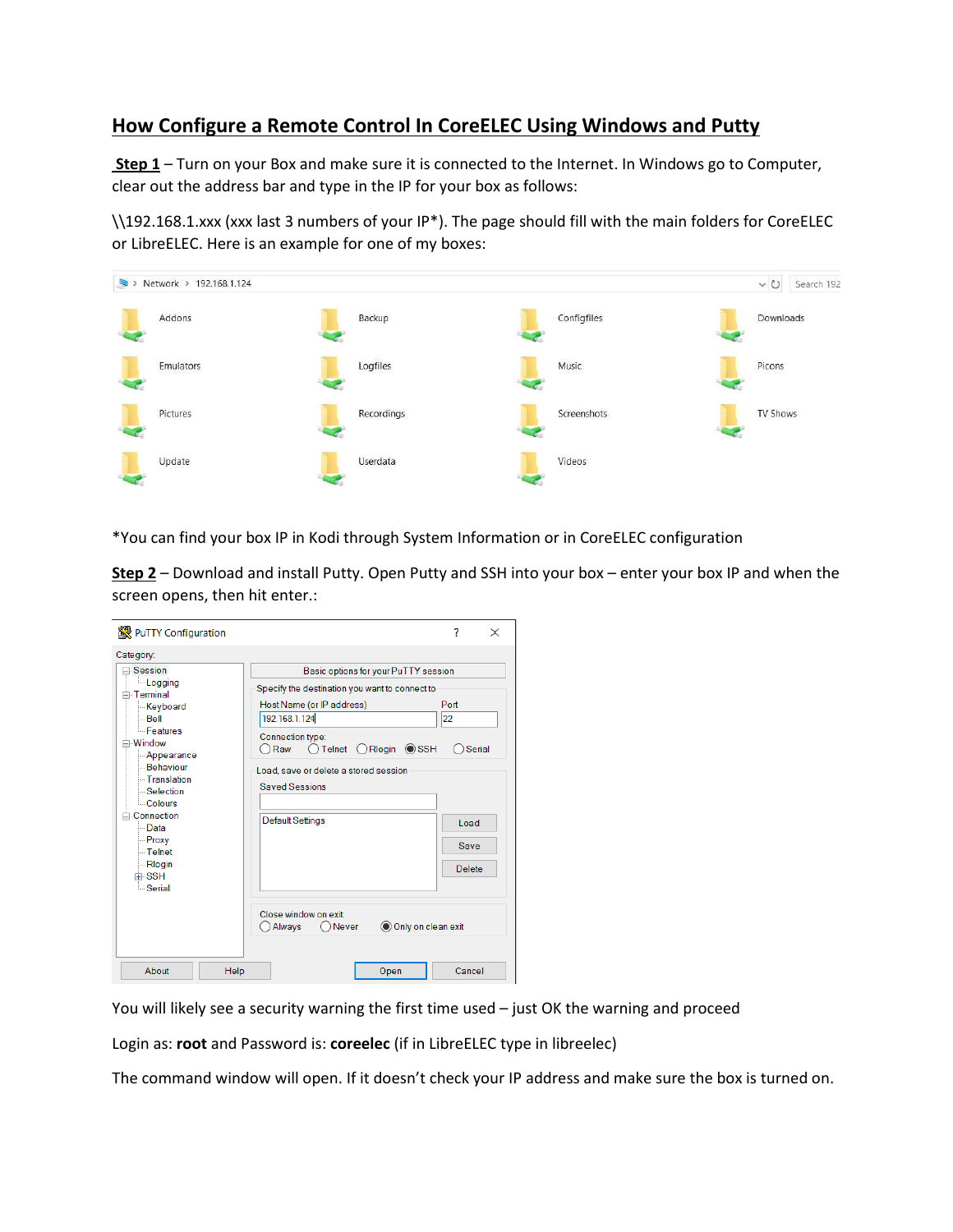# How Configure a Remote Control In CoreELEC Using Windows and Putty

**Step 1** – Turn on your Box and make sure it is connected to the Internet. In Windows go to Computer, clear out the address bar and type in the IP for your box as follows:

\\192.168.1.xxx (xxx last 3 numbers of your IP*). The page should fill with the main folders for CoreELEC or LibreELEC. Here is an example for one of my boxes:

*You can find your box IP in Kodi through System Information or in CoreELEC configuration

**Step 2** – Download and install Putty. Open Putty and SSH into your box – enter your box IP and when the screen opens, then hit enter.:

You will likely see a security warning the first time used – just OK the warning and proceed

Login as: **root** and Password is: **coreelec** (if in LibreELEC type in libreelec)

The command window will open. If it doesn't check your IP address and make sure the box is turned on.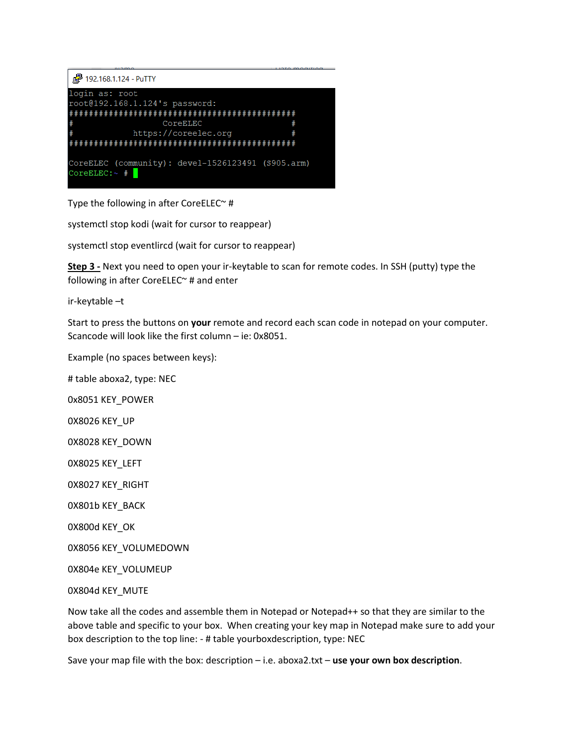```
192.168.1.124 - PuTTY
login as: root
root@192.168.1.124's password:
##############################################
#                  CoreELEC                  #
#            https://coreelec.org            #
##############################################

CoreELEC (community): devel-1526123491 (S905.arm)
CoreELEC:~ #
```

Type the following in after CoreELEC~ #

systemctl stop kodi (wait for cursor to reappear)

systemctl stop eventlircd (wait for cursor to reappear)

**Step 3 -** Next you need to open your ir-keytable to scan for remote codes. In SSH (putty) type the following in after CoreELEC~ # and enter

ir-keytable –t

Start to press the buttons on **your** remote and record each scan code in notepad on your computer. Scancode will look like the first column – ie: 0x8051.

Example (no spaces between keys):

# table aboxa2, type: NEC

0x8051 KEY_POWER

0X8026 KEY_UP

0X8028 KEY_DOWN

0X8025 KEY_LEFT

0X8027 KEY_RIGHT

0X801b KEY_BACK

0X800d KEY_OK

0X8056 KEY_VOLUMEDOWN

0X804e KEY_VOLUMEUP

0X804d KEY_MUTE

Now take all the codes and assemble them in Notepad or Notepad++ so that they are similar to the above table and specific to your box. When creating your key map in Notepad make sure to add your box description to the top line: - # table yourboxdescription, type: NEC

Save your map file with the box: description – i.e. aboxa2.txt – **use your own box description**.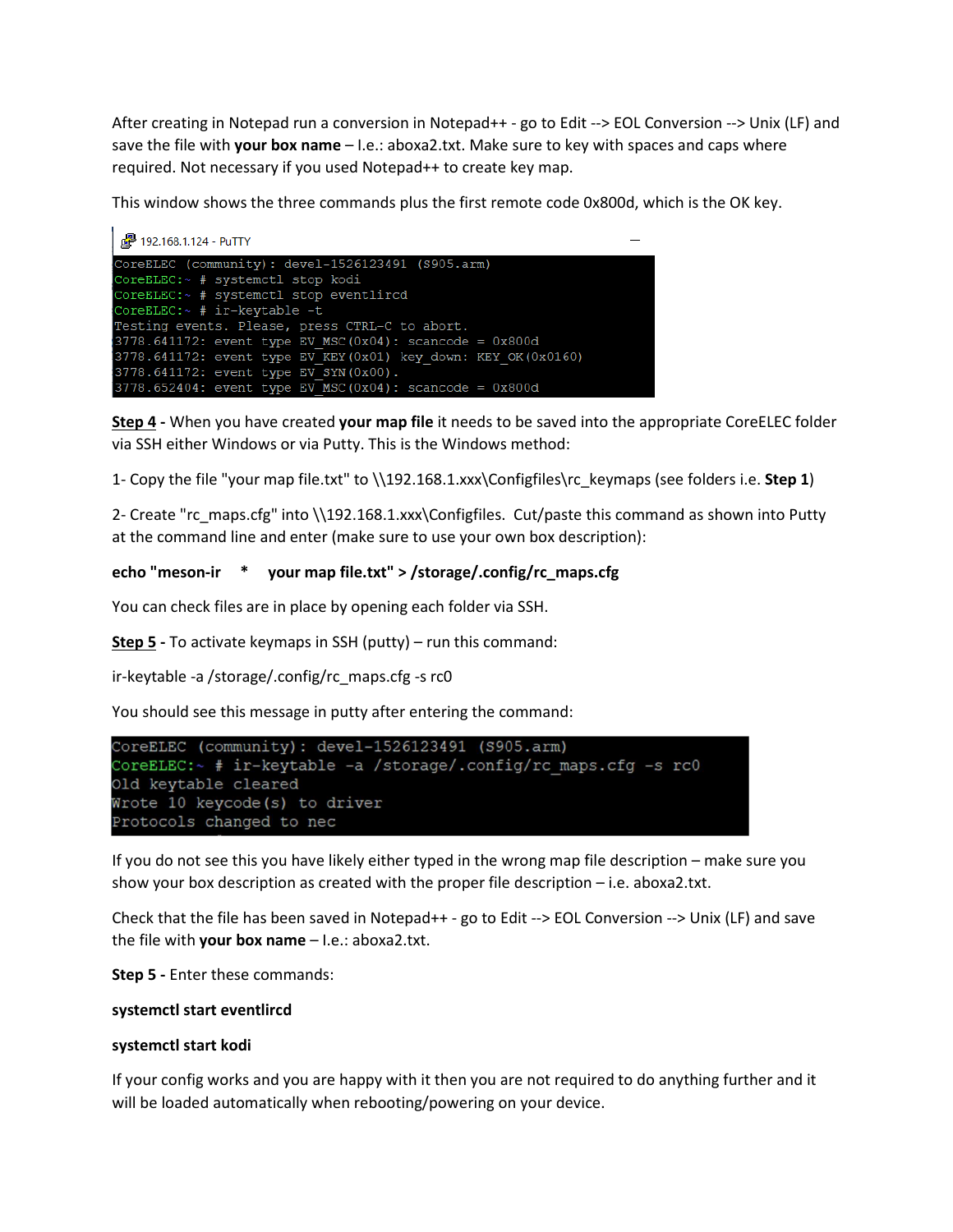After creating in Notepad run a conversion in Notepad++ - go to Edit --> EOL Conversion --> Unix (LF) and save the file with **your box name** – I.e.: aboxa2.txt. Make sure to key with spaces and caps where required. Not necessary if you used Notepad++ to create key map.

This window shows the three commands plus the first remote code 0x800d, which is the OK key.

```
192.168.1.124 - PuTTY
CoreELEC (community): devel-1526123491 (S905.arm)
CoreELEC:~ # systemctl stop kodi
CoreELEC:~ # systemctl stop eventlircd
CoreELEC:~ # ir-keytable -t
Testing events. Please, press CTRL-C to abort.
3778.641172: event type EV_MSC(0x04): scancode = 0x800d
3778.641172: event type EV_KEY(0x01) key_down: KEY_OK(0x0160)
3778.641172: event type EV_SYN(0x00).
3778.652404: event type EV_MSC(0x04): scancode = 0x800d
```

**Step 4** - When you have created **your map file** it needs to be saved into the appropriate CoreELEC folder via SSH either Windows or via Putty. This is the Windows method:

1- Copy the file "your map file.txt" to \\192.168.1.xxx\Configfiles\rc_keymaps (see folders i.e. **Step 1**)

2- Create "rc_maps.cfg" into \\192.168.1.xxx\Configfiles. Cut/paste this command as shown into Putty at the command line and enter (make sure to use your own box description):

**echo "meson-ir * your map file.txt" > /storage/.config/rc_maps.cfg**

You can check files are in place by opening each folder via SSH.

**Step 5** - To activate keymaps in SSH (putty) – run this command:

ir-keytable -a /storage/.config/rc_maps.cfg -s rc0

You should see this message in putty after entering the command:

```
CoreELEC (community): devel-1526123491 (S905.arm)
CoreELEC:~ # ir-keytable -a /storage/.config/rc_maps.cfg -s rc0
Old keytable cleared
Wrote 10 keycode(s) to driver
Protocols changed to nec
```

If you do not see this you have likely either typed in the wrong map file description – make sure you show your box description as created with the proper file description – i.e. aboxa2.txt.

Check that the file has been saved in Notepad++ - go to Edit --> EOL Conversion --> Unix (LF) and save the file with **your box name** – I.e.: aboxa2.txt.

**Step 5** - Enter these commands:

**systemctl start eventlircd**

**systemctl start kodi**

If your config works and you are happy with it then you are not required to do anything further and it will be loaded automatically when rebooting/powering on your device.